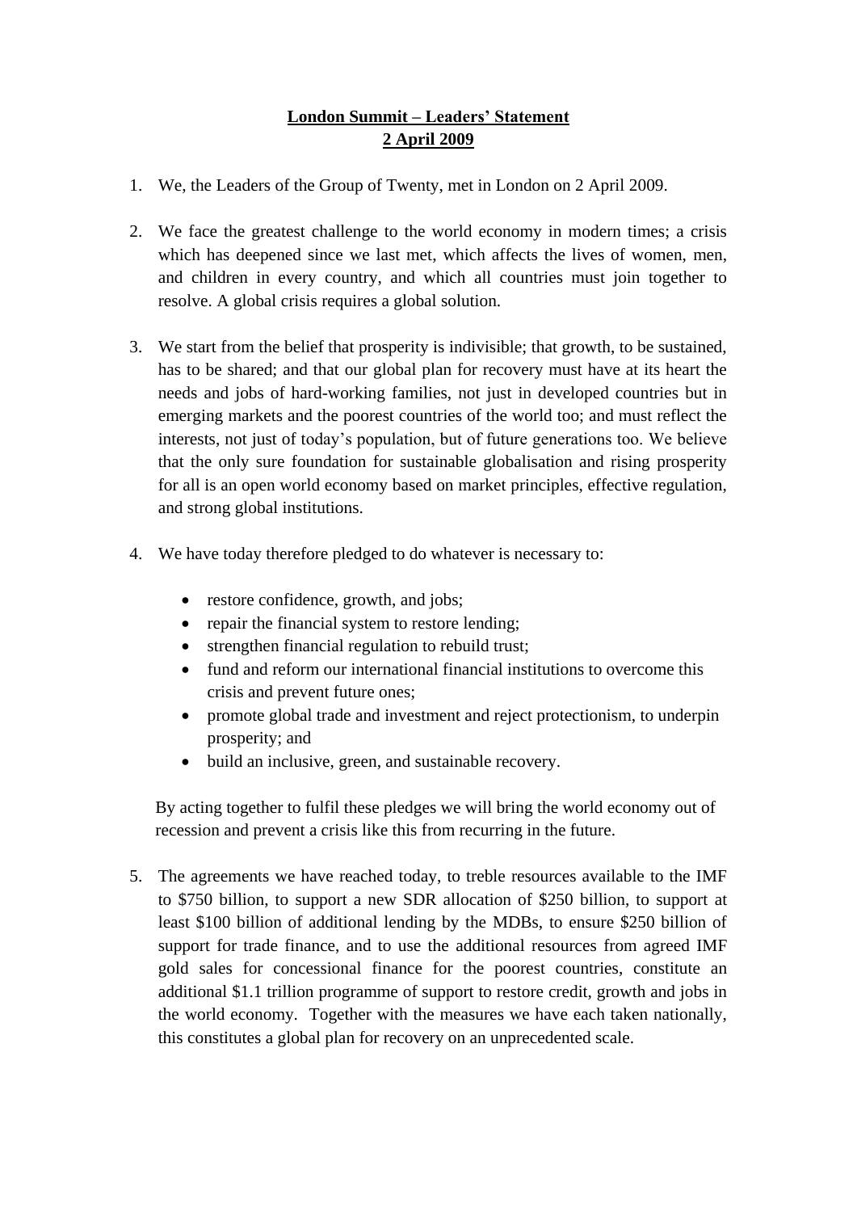# London Summit – Leaders' Statement
## 2 April 2009

1. We, the Leaders of the Group of Twenty, met in London on 2 April 2009.

2. We face the greatest challenge to the world economy in modern times; a crisis which has deepened since we last met, which affects the lives of women, men, and children in every country, and which all countries must join together to resolve. A global crisis requires a global solution.

3. We start from the belief that prosperity is indivisible; that growth, to be sustained, has to be shared; and that our global plan for recovery must have at its heart the needs and jobs of hard-working families, not just in developed countries but in emerging markets and the poorest countries of the world too; and must reflect the interests, not just of today's population, but of future generations too. We believe that the only sure foundation for sustainable globalisation and rising prosperity for all is an open world economy based on market principles, effective regulation, and strong global institutions.

4. We have today therefore pledged to do whatever is necessary to:

   - restore confidence, growth, and jobs;
   - repair the financial system to restore lending;
   - strengthen financial regulation to rebuild trust;
   - fund and reform our international financial institutions to overcome this crisis and prevent future ones;
   - promote global trade and investment and reject protectionism, to underpin prosperity; and
   - build an inclusive, green, and sustainable recovery.

   By acting together to fulfil these pledges we will bring the world economy out of recession and prevent a crisis like this from recurring in the future.

5. The agreements we have reached today, to treble resources available to the IMF to $750 billion, to support a new SDR allocation of $250 billion, to support at least $100 billion of additional lending by the MDBs, to ensure $250 billion of support for trade finance, and to use the additional resources from agreed IMF gold sales for concessional finance for the poorest countries, constitute an additional $1.1 trillion programme of support to restore credit, growth and jobs in the world economy. Together with the measures we have each taken nationally, this constitutes a global plan for recovery on an unprecedented scale.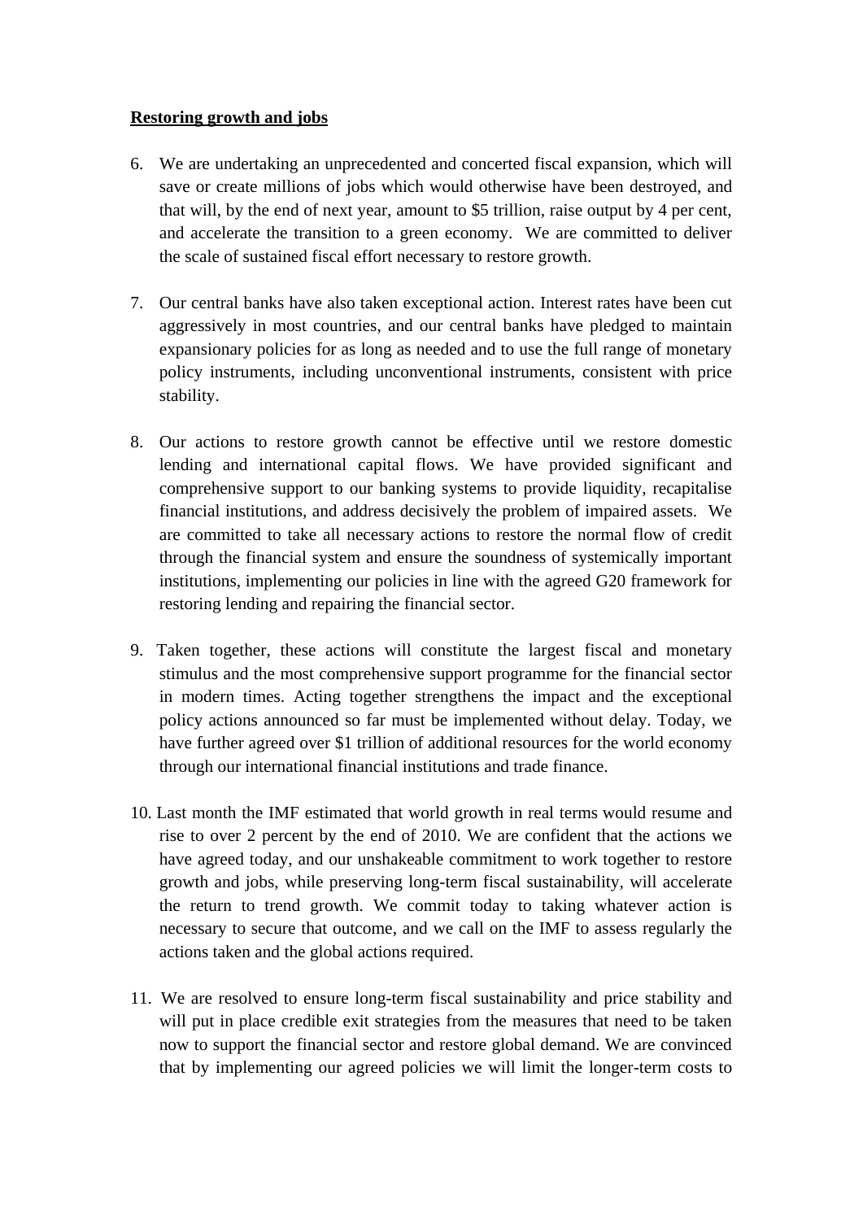**Restoring growth and jobs**

6. We are undertaking an unprecedented and concerted fiscal expansion, which will save or create millions of jobs which would otherwise have been destroyed, and that will, by the end of next year, amount to $5 trillion, raise output by 4 per cent, and accelerate the transition to a green economy. We are committed to deliver the scale of sustained fiscal effort necessary to restore growth.

7. Our central banks have also taken exceptional action. Interest rates have been cut aggressively in most countries, and our central banks have pledged to maintain expansionary policies for as long as needed and to use the full range of monetary policy instruments, including unconventional instruments, consistent with price stability.

8. Our actions to restore growth cannot be effective until we restore domestic lending and international capital flows. We have provided significant and comprehensive support to our banking systems to provide liquidity, recapitalise financial institutions, and address decisively the problem of impaired assets. We are committed to take all necessary actions to restore the normal flow of credit through the financial system and ensure the soundness of systemically important institutions, implementing our policies in line with the agreed G20 framework for restoring lending and repairing the financial sector.

9. Taken together, these actions will constitute the largest fiscal and monetary stimulus and the most comprehensive support programme for the financial sector in modern times. Acting together strengthens the impact and the exceptional policy actions announced so far must be implemented without delay. Today, we have further agreed over $1 trillion of additional resources for the world economy through our international financial institutions and trade finance.

10. Last month the IMF estimated that world growth in real terms would resume and rise to over 2 percent by the end of 2010. We are confident that the actions we have agreed today, and our unshakeable commitment to work together to restore growth and jobs, while preserving long-term fiscal sustainability, will accelerate the return to trend growth. We commit today to taking whatever action is necessary to secure that outcome, and we call on the IMF to assess regularly the actions taken and the global actions required.

11. We are resolved to ensure long-term fiscal sustainability and price stability and will put in place credible exit strategies from the measures that need to be taken now to support the financial sector and restore global demand. We are convinced that by implementing our agreed policies we will limit the longer-term costs to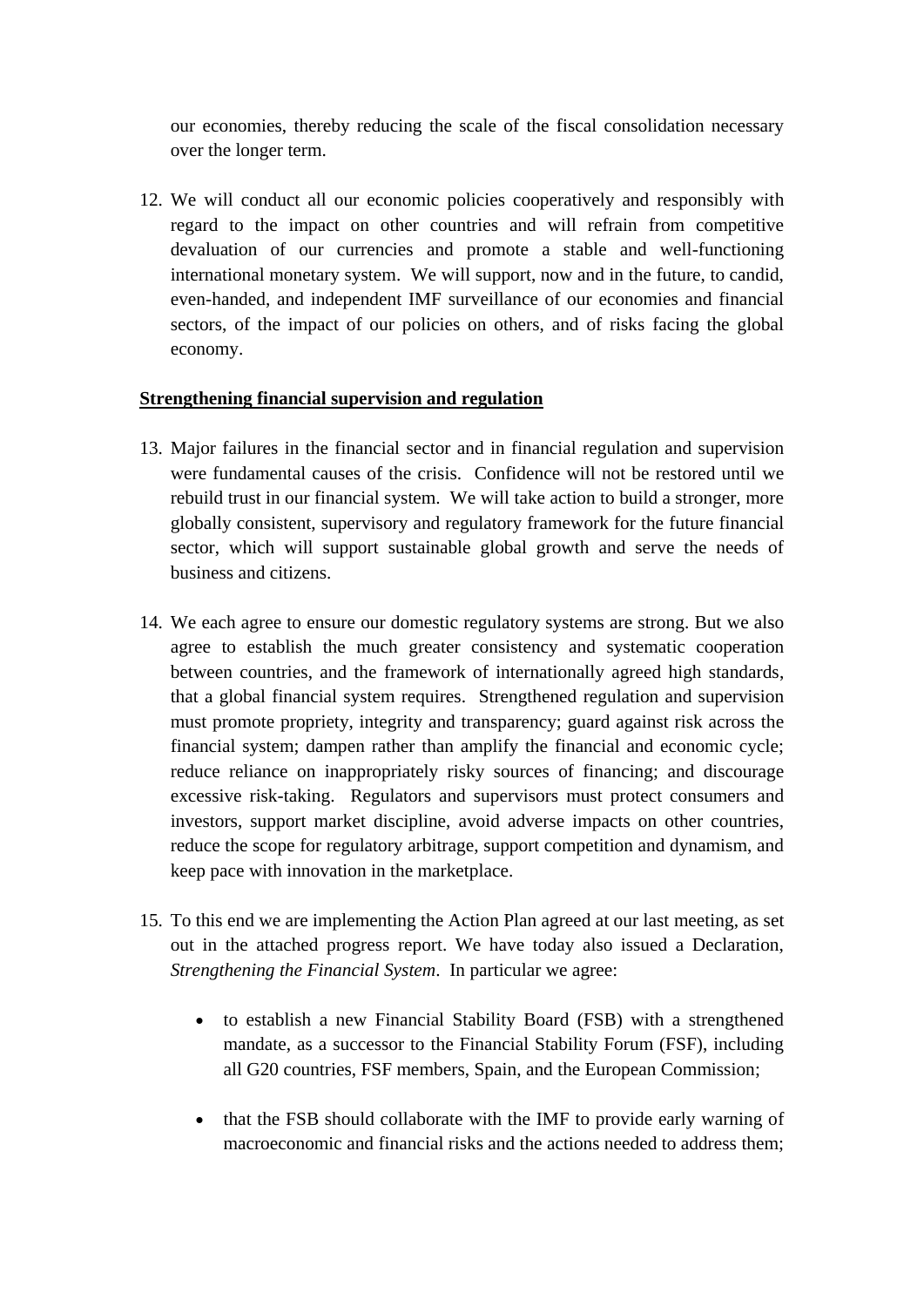our economies, thereby reducing the scale of the fiscal consolidation necessary over the longer term.

12. We will conduct all our economic policies cooperatively and responsibly with regard to the impact on other countries and will refrain from competitive devaluation of our currencies and promote a stable and well-functioning international monetary system. We will support, now and in the future, to candid, even-handed, and independent IMF surveillance of our economies and financial sectors, of the impact of our policies on others, and of risks facing the global economy.

**Strengthening financial supervision and regulation**

13. Major failures in the financial sector and in financial regulation and supervision were fundamental causes of the crisis. Confidence will not be restored until we rebuild trust in our financial system. We will take action to build a stronger, more globally consistent, supervisory and regulatory framework for the future financial sector, which will support sustainable global growth and serve the needs of business and citizens.

14. We each agree to ensure our domestic regulatory systems are strong. But we also agree to establish the much greater consistency and systematic cooperation between countries, and the framework of internationally agreed high standards, that a global financial system requires. Strengthened regulation and supervision must promote propriety, integrity and transparency; guard against risk across the financial system; dampen rather than amplify the financial and economic cycle; reduce reliance on inappropriately risky sources of financing; and discourage excessive risk-taking. Regulators and supervisors must protect consumers and investors, support market discipline, avoid adverse impacts on other countries, reduce the scope for regulatory arbitrage, support competition and dynamism, and keep pace with innovation in the marketplace.

15. To this end we are implementing the Action Plan agreed at our last meeting, as set out in the attached progress report. We have today also issued a Declaration, *Strengthening the Financial System*. In particular we agree:

    - to establish a new Financial Stability Board (FSB) with a strengthened mandate, as a successor to the Financial Stability Forum (FSF), including all G20 countries, FSF members, Spain, and the European Commission;

    - that the FSB should collaborate with the IMF to provide early warning of macroeconomic and financial risks and the actions needed to address them;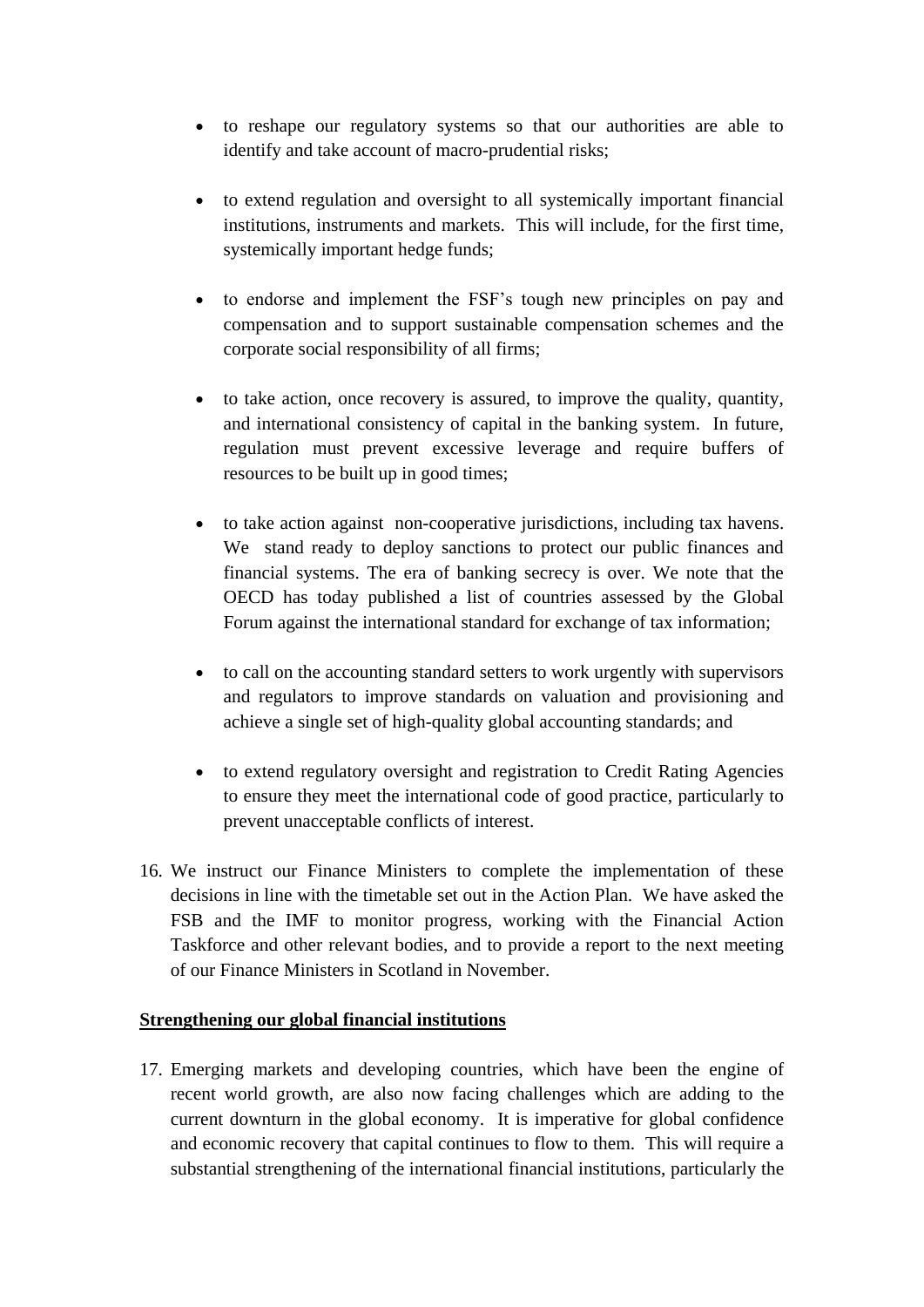- to reshape our regulatory systems so that our authorities are able to identify and take account of macro-prudential risks;

- to extend regulation and oversight to all systemically important financial institutions, instruments and markets. This will include, for the first time, systemically important hedge funds;

- to endorse and implement the FSF's tough new principles on pay and compensation and to support sustainable compensation schemes and the corporate social responsibility of all firms;

- to take action, once recovery is assured, to improve the quality, quantity, and international consistency of capital in the banking system. In future, regulation must prevent excessive leverage and require buffers of resources to be built up in good times;

- to take action against non-cooperative jurisdictions, including tax havens. We stand ready to deploy sanctions to protect our public finances and financial systems. The era of banking secrecy is over. We note that the OECD has today published a list of countries assessed by the Global Forum against the international standard for exchange of tax information;

- to call on the accounting standard setters to work urgently with supervisors and regulators to improve standards on valuation and provisioning and achieve a single set of high-quality global accounting standards; and

- to extend regulatory oversight and registration to Credit Rating Agencies to ensure they meet the international code of good practice, particularly to prevent unacceptable conflicts of interest.

16. We instruct our Finance Ministers to complete the implementation of these decisions in line with the timetable set out in the Action Plan. We have asked the FSB and the IMF to monitor progress, working with the Financial Action Taskforce and other relevant bodies, and to provide a report to the next meeting of our Finance Ministers in Scotland in November.

**Strengthening our global financial institutions**

17. Emerging markets and developing countries, which have been the engine of recent world growth, are also now facing challenges which are adding to the current downturn in the global economy. It is imperative for global confidence and economic recovery that capital continues to flow to them. This will require a substantial strengthening of the international financial institutions, particularly the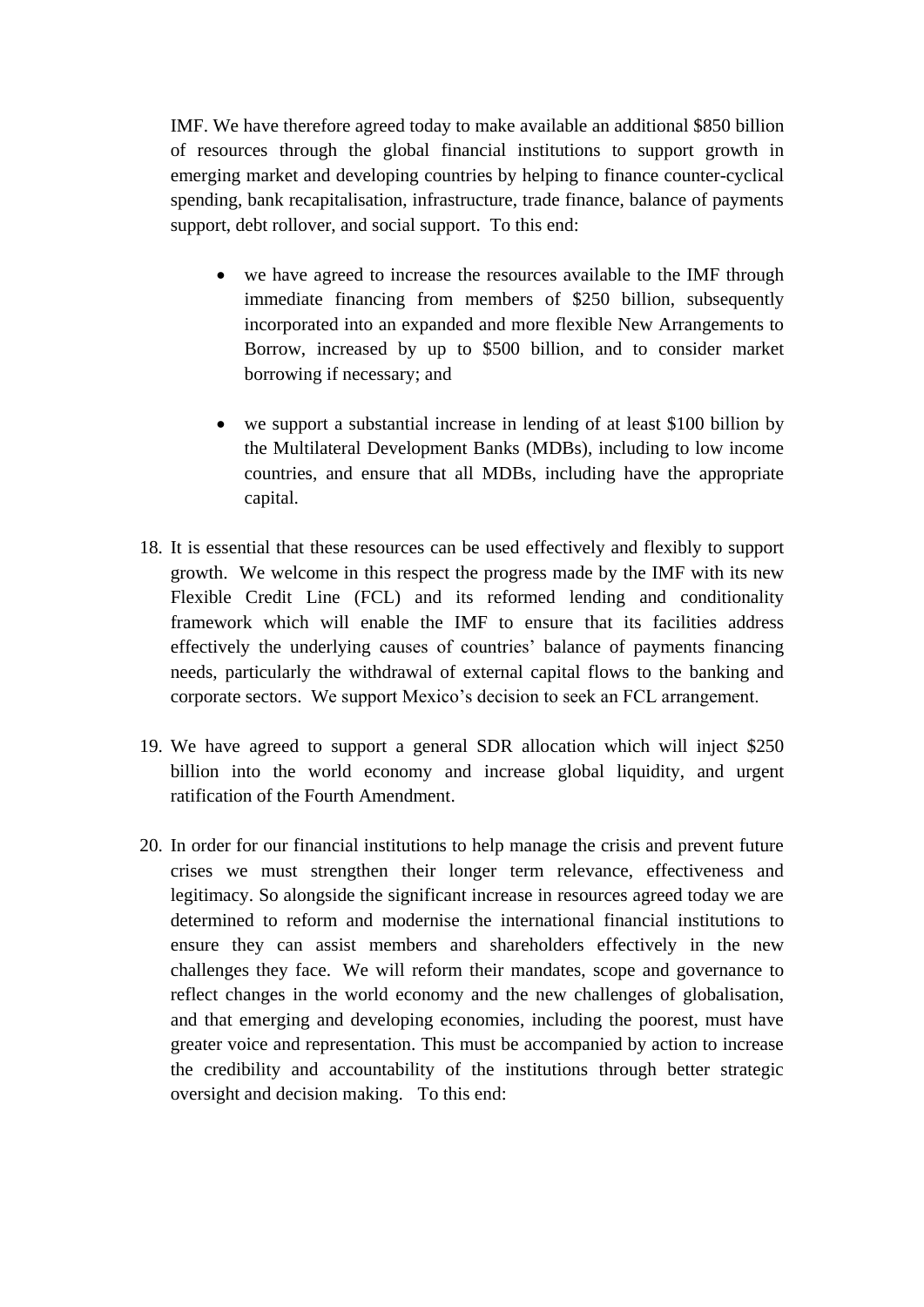IMF. We have therefore agreed today to make available an additional $850 billion of resources through the global financial institutions to support growth in emerging market and developing countries by helping to finance counter-cyclical spending, bank recapitalisation, infrastructure, trade finance, balance of payments support, debt rollover, and social support. To this end:

- we have agreed to increase the resources available to the IMF through immediate financing from members of $250 billion, subsequently incorporated into an expanded and more flexible New Arrangements to Borrow, increased by up to $500 billion, and to consider market borrowing if necessary; and

- we support a substantial increase in lending of at least $100 billion by the Multilateral Development Banks (MDBs), including to low income countries, and ensure that all MDBs, including have the appropriate capital.

18. It is essential that these resources can be used effectively and flexibly to support growth. We welcome in this respect the progress made by the IMF with its new Flexible Credit Line (FCL) and its reformed lending and conditionality framework which will enable the IMF to ensure that its facilities address effectively the underlying causes of countries' balance of payments financing needs, particularly the withdrawal of external capital flows to the banking and corporate sectors. We support Mexico's decision to seek an FCL arrangement.

19. We have agreed to support a general SDR allocation which will inject $250 billion into the world economy and increase global liquidity, and urgent ratification of the Fourth Amendment.

20. In order for our financial institutions to help manage the crisis and prevent future crises we must strengthen their longer term relevance, effectiveness and legitimacy. So alongside the significant increase in resources agreed today we are determined to reform and modernise the international financial institutions to ensure they can assist members and shareholders effectively in the new challenges they face. We will reform their mandates, scope and governance to reflect changes in the world economy and the new challenges of globalisation, and that emerging and developing economies, including the poorest, must have greater voice and representation. This must be accompanied by action to increase the credibility and accountability of the institutions through better strategic oversight and decision making. To this end: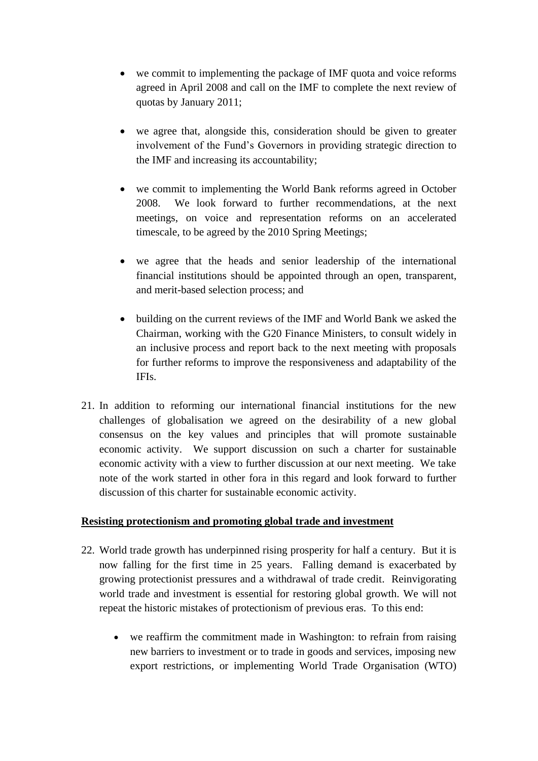- we commit to implementing the package of IMF quota and voice reforms agreed in April 2008 and call on the IMF to complete the next review of quotas by January 2011;

- we agree that, alongside this, consideration should be given to greater involvement of the Fund's Governors in providing strategic direction to the IMF and increasing its accountability;

- we commit to implementing the World Bank reforms agreed in October 2008. We look forward to further recommendations, at the next meetings, on voice and representation reforms on an accelerated timescale, to be agreed by the 2010 Spring Meetings;

- we agree that the heads and senior leadership of the international financial institutions should be appointed through an open, transparent, and merit-based selection process; and

- building on the current reviews of the IMF and World Bank we asked the Chairman, working with the G20 Finance Ministers, to consult widely in an inclusive process and report back to the next meeting with proposals for further reforms to improve the responsiveness and adaptability of the IFIs.

21. In addition to reforming our international financial institutions for the new challenges of globalisation we agreed on the desirability of a new global consensus on the key values and principles that will promote sustainable economic activity. We support discussion on such a charter for sustainable economic activity with a view to further discussion at our next meeting. We take note of the work started in other fora in this regard and look forward to further discussion of this charter for sustainable economic activity.

## Resisting protectionism and promoting global trade and investment

22. World trade growth has underpinned rising prosperity for half a century. But it is now falling for the first time in 25 years. Falling demand is exacerbated by growing protectionist pressures and a withdrawal of trade credit. Reinvigorating world trade and investment is essential for restoring global growth. We will not repeat the historic mistakes of protectionism of previous eras. To this end:

    - we reaffirm the commitment made in Washington: to refrain from raising new barriers to investment or to trade in goods and services, imposing new export restrictions, or implementing World Trade Organisation (WTO)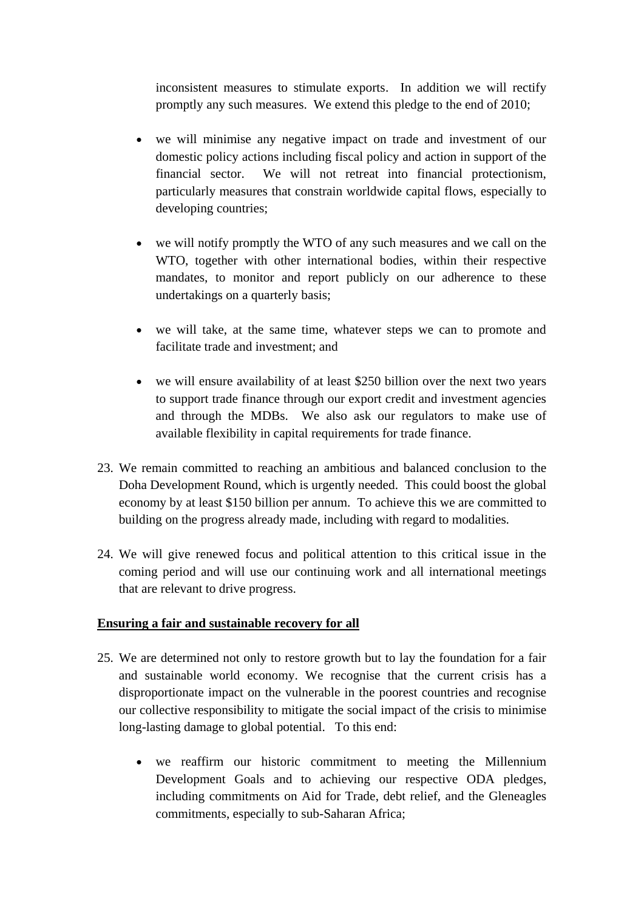inconsistent measures to stimulate exports. In addition we will rectify promptly any such measures. We extend this pledge to the end of 2010;

- we will minimise any negative impact on trade and investment of our domestic policy actions including fiscal policy and action in support of the financial sector. We will not retreat into financial protectionism, particularly measures that constrain worldwide capital flows, especially to developing countries;

- we will notify promptly the WTO of any such measures and we call on the WTO, together with other international bodies, within their respective mandates, to monitor and report publicly on our adherence to these undertakings on a quarterly basis;

- we will take, at the same time, whatever steps we can to promote and facilitate trade and investment; and

- we will ensure availability of at least $250 billion over the next two years to support trade finance through our export credit and investment agencies and through the MDBs. We also ask our regulators to make use of available flexibility in capital requirements for trade finance.

23. We remain committed to reaching an ambitious and balanced conclusion to the Doha Development Round, which is urgently needed. This could boost the global economy by at least $150 billion per annum. To achieve this we are committed to building on the progress already made, including with regard to modalities.

24. We will give renewed focus and political attention to this critical issue in the coming period and will use our continuing work and all international meetings that are relevant to drive progress.

**<u>Ensuring a fair and sustainable recovery for all</u>**

25. We are determined not only to restore growth but to lay the foundation for a fair and sustainable world economy. We recognise that the current crisis has a disproportionate impact on the vulnerable in the poorest countries and recognise our collective responsibility to mitigate the social impact of the crisis to minimise long-lasting damage to global potential. To this end:

    - we reaffirm our historic commitment to meeting the Millennium Development Goals and to achieving our respective ODA pledges, including commitments on Aid for Trade, debt relief, and the Gleneagles commitments, especially to sub-Saharan Africa;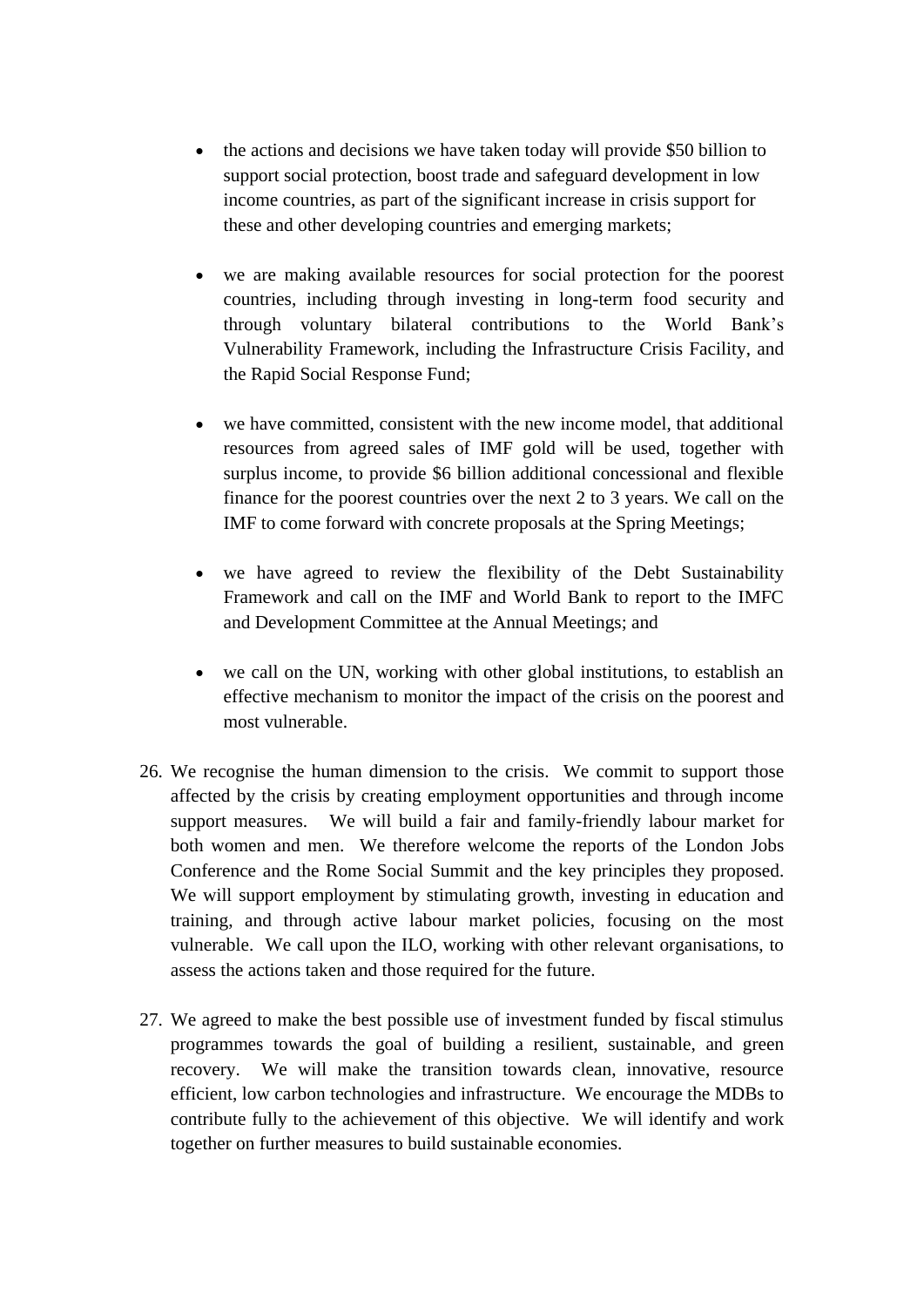- the actions and decisions we have taken today will provide $50 billion to support social protection, boost trade and safeguard development in low income countries, as part of the significant increase in crisis support for these and other developing countries and emerging markets;

- we are making available resources for social protection for the poorest countries, including through investing in long-term food security and through voluntary bilateral contributions to the World Bank's Vulnerability Framework, including the Infrastructure Crisis Facility, and the Rapid Social Response Fund;

- we have committed, consistent with the new income model, that additional resources from agreed sales of IMF gold will be used, together with surplus income, to provide $6 billion additional concessional and flexible finance for the poorest countries over the next 2 to 3 years. We call on the IMF to come forward with concrete proposals at the Spring Meetings;

- we have agreed to review the flexibility of the Debt Sustainability Framework and call on the IMF and World Bank to report to the IMFC and Development Committee at the Annual Meetings; and

- we call on the UN, working with other global institutions, to establish an effective mechanism to monitor the impact of the crisis on the poorest and most vulnerable.

26. We recognise the human dimension to the crisis. We commit to support those affected by the crisis by creating employment opportunities and through income support measures. We will build a fair and family-friendly labour market for both women and men. We therefore welcome the reports of the London Jobs Conference and the Rome Social Summit and the key principles they proposed. We will support employment by stimulating growth, investing in education and training, and through active labour market policies, focusing on the most vulnerable. We call upon the ILO, working with other relevant organisations, to assess the actions taken and those required for the future.

27. We agreed to make the best possible use of investment funded by fiscal stimulus programmes towards the goal of building a resilient, sustainable, and green recovery. We will make the transition towards clean, innovative, resource efficient, low carbon technologies and infrastructure. We encourage the MDBs to contribute fully to the achievement of this objective. We will identify and work together on further measures to build sustainable economies.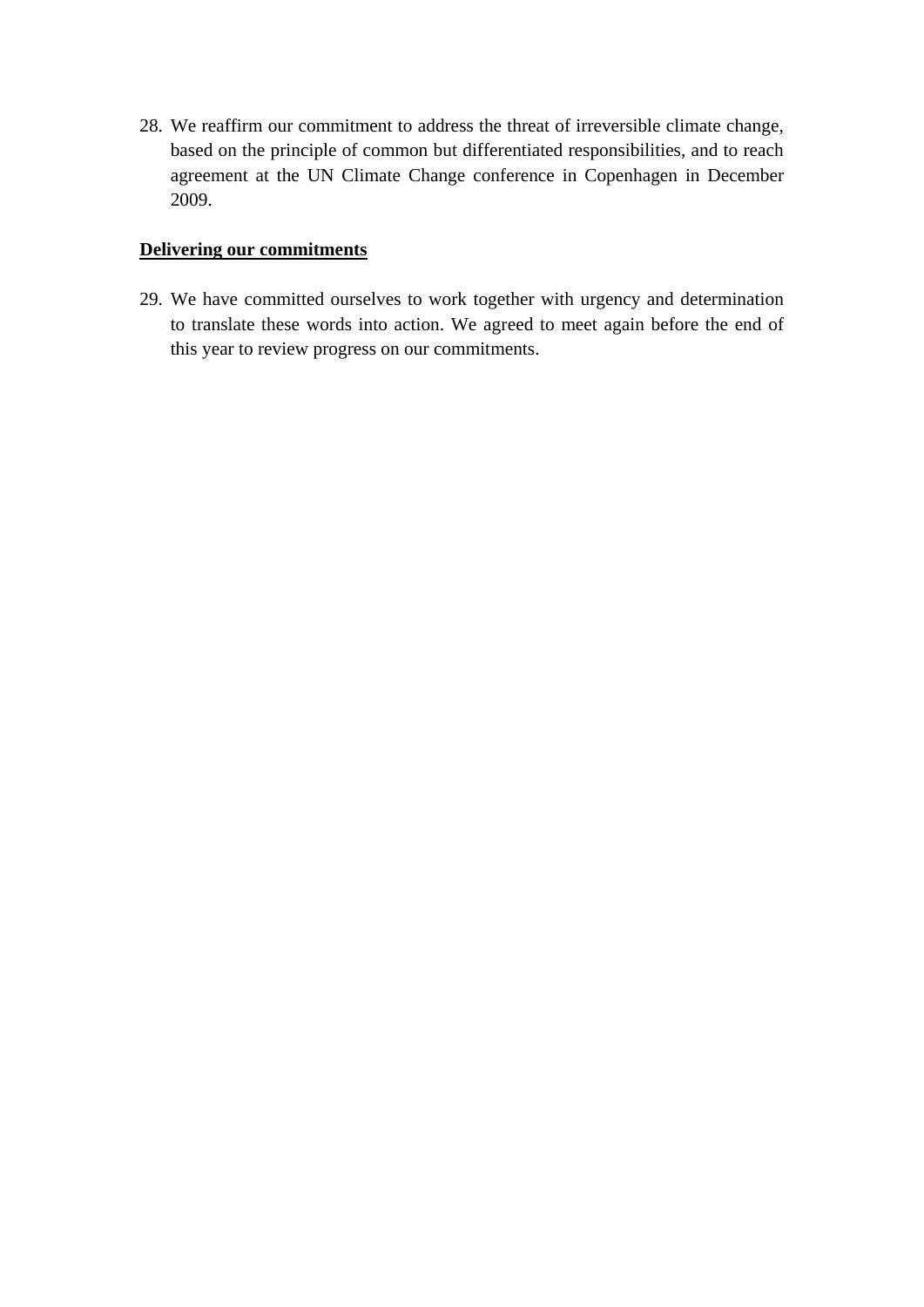28. We reaffirm our commitment to address the threat of irreversible climate change, based on the principle of common but differentiated responsibilities, and to reach agreement at the UN Climate Change conference in Copenhagen in December 2009.

**Delivering our commitments**

29. We have committed ourselves to work together with urgency and determination to translate these words into action. We agreed to meet again before the end of this year to review progress on our commitments.